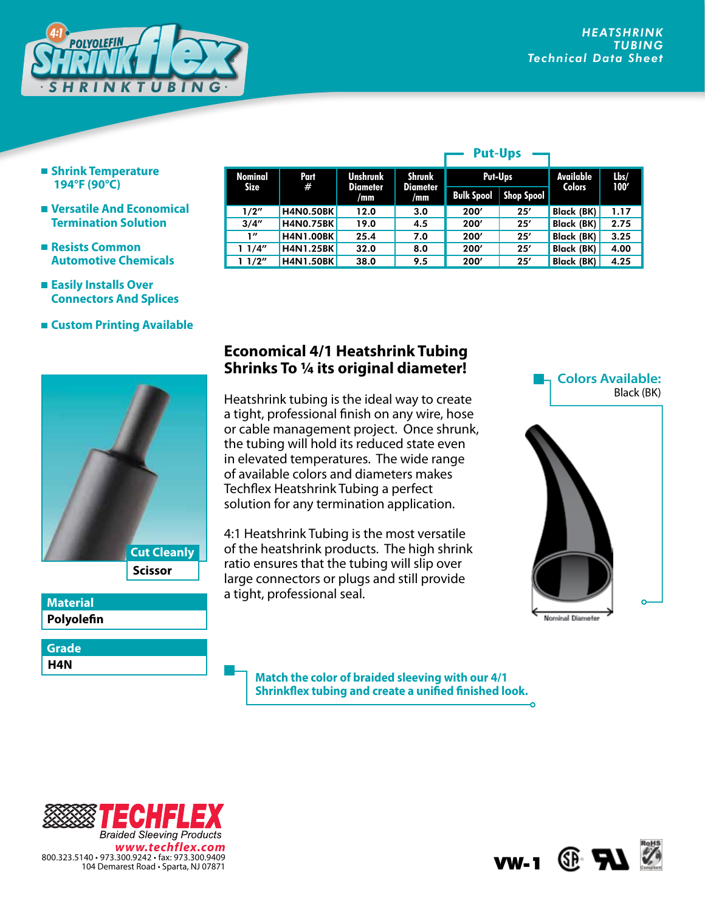# 4:1 POLYOLEFIN SHRINKflex SHRINKTUBING

**HEATSHRINK TUBING**
*Technical Data Sheet*

- **Shrink Temperature 194°F (90°C)**
- **Versatile And Economical Termination Solution**
- **Resists Common Automotive Chemicals**
- **Easily Installs Over Connectors And Splices**
- **Custom Printing Available**

| Nominal Size | Part # | Unshrunk Diameter /mm | Shrunk Diameter /mm | Put-Ups | | Available Colors | Lbs/ 100′ |
|---|---|---|---|---|---|---|---|
| | | | | Bulk Spool | Shop Spool | | |
| 1/2″ | H4N0.50BK | 12.0 | 3.0 | 200′ | 25′ | Black (BK) | 1.17 |
| 3/4″ | H4N0.75BK | 19.0 | 4.5 | 200′ | 25′ | Black (BK) | 2.75 |
| 1″ | H4N1.00BK | 25.4 | 7.0 | 200′ | 25′ | Black (BK) | 3.25 |
| 1 1/4″ | H4N1.25BK | 32.0 | 8.0 | 200′ | 25′ | Black (BK) | 4.00 |
| 1 1/2″ | H4N1.50BK | 38.0 | 9.5 | 200′ | 25′ | Black (BK) | 4.25 |

## Economical 4/1 Heatshrink Tubing Shrinks To ¼ its original diameter!

Heatshrink tubing is the ideal way to create a tight, professional finish on any wire, hose or cable management project. Once shrunk, the tubing will hold its reduced state even in elevated temperatures. The wide range of available colors and diameters makes Techflex Heatshrink Tubing a perfect solution for any termination application.

4:1 Heatshrink Tubing is the most versatile of the heatshrink products. The high shrink ratio ensures that the tubing will slip over large connectors or plugs and still provide a tight, professional seal.

**Colors Available:**
Black (BK)

Nominal Diameter

**Cut Cleanly**
Scissor

**Material**
Polyolefin

**Grade**
H4N

**Match the color of braided sleeving with our 4/1 Shrinkflex tubing and create a unified finished look.**

**TECHFLEX**
*Braided Sleeving Products*
www.techflex.com
800.323.5140 • 973.300.9242 • fax: 973.300.9409
104 Demarest Road • Sparta, NJ 07871

VW-1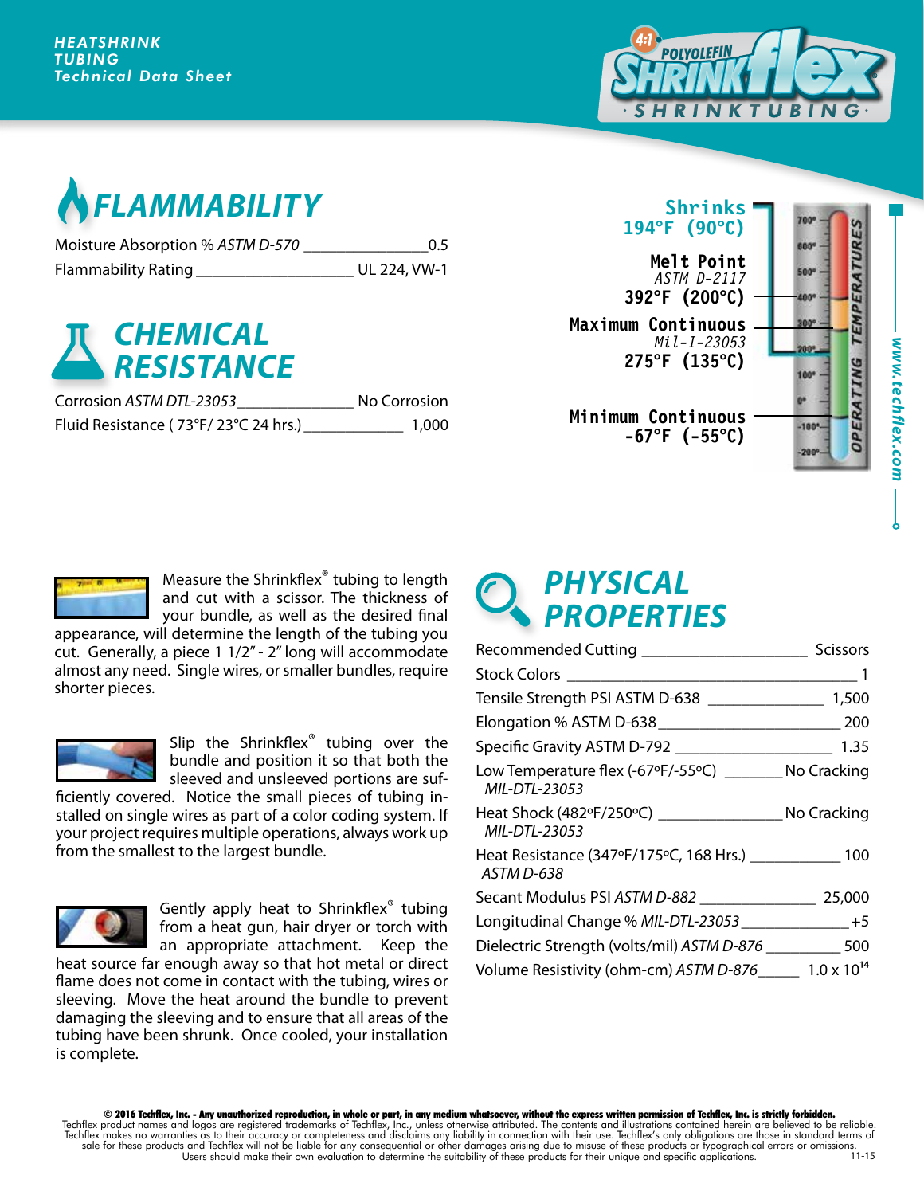HEATSHRINK TUBING
Technical Data Sheet

# FLAMMABILITY

| | |
|---|---|
| Moisture Absorption % *ASTM D-570* | 0.5 |
| Flammability Rating | UL 224, VW-1 |

# CHEMICAL RESISTANCE

| | |
|---|---|
| Corrosion *ASTM DTL-23053* | No Corrosion |
| Fluid Resistance ( 73°F/ 23°C 24 hrs.) | 1,000 |

Shrinks
194°F (90°C)

Melt Point
*ASTM D-2117*
392°F (200°C)

Maximum Continuous
*Mil-I-23053*
275°F (135°C)

Minimum Continuous
-67°F (-55°C)

700°
600°
500°
400°
300°
200°
100°
0°
-100°
-200°
OPERATING TEMPERATURES

www.techflex.com

Measure the Shrinkflex® tubing to length and cut with a scissor. The thickness of your bundle, as well as the desired final appearance, will determine the length of the tubing you cut. Generally, a piece 1 1/2" - 2" long will accommodate almost any need. Single wires, or smaller bundles, require shorter pieces.

Slip the Shrinkflex® tubing over the bundle and position it so that both the sleeved and unsleeved portions are sufficiently covered. Notice the small pieces of tubing installed on single wires as part of a color coding system. If your project requires multiple operations, always work up from the smallest to the largest bundle.

Gently apply heat to Shrinkflex® tubing from a heat gun, hair dryer or torch with an appropriate attachment. Keep the heat source far enough away so that hot metal or direct flame does not come in contact with the tubing, wires or sleeving. Move the heat around the bundle to prevent damaging the sleeving and to ensure that all areas of the tubing have been shrunk. Once cooled, your installation is complete.

# PHYSICAL PROPERTIES

| | |
|---|---|
| Recommended Cutting | Scissors |
| Stock Colors | 1 |
| Tensile Strength PSI ASTM D-638 | 1,500 |
| Elongation % ASTM D-638 | 200 |
| Specific Gravity ASTM D-792 | 1.35 |
| Low Temperature flex (-67ºF/-55ºC) *MIL-DTL-23053* | No Cracking |
| Heat Shock (482ºF/250ºC) *MIL-DTL-23053* | No Cracking |
| Heat Resistance (347ºF/175ºC, 168 Hrs.) *ASTM D-638* | 100 |
| Secant Modulus PSI *ASTM D-882* | 25,000 |
| Longitudinal Change % *MIL-DTL-23053* | +5 |
| Dielectric Strength (volts/mil) *ASTM D-876* | 500 |
| Volume Resistivity (ohm-cm) *ASTM D-876* | $1.0 \times 10^{14}$ |

**© 2016 Techflex, Inc. - Any unauthorized reproduction, in whole or part, in any medium whatsoever, without the express written permission of Techflex, Inc. is strictly forbidden.**
Techflex product names and logos are registered trademarks of Techflex, Inc., unless otherwise attributed. The contents and illustrations contained herein are believed to be reliable. Techflex makes no warranties as to their accuracy or completeness and disclaims any liability in connection with their use. Techflex's only obligations are those in standard terms of sale for these products and Techflex will not be liable for any consequential or other damages arising due to misuse of these products or typographical errors or omissions. Users should make their own evaluation to determine the suitability of these products for their unique and specific applications.
11-15